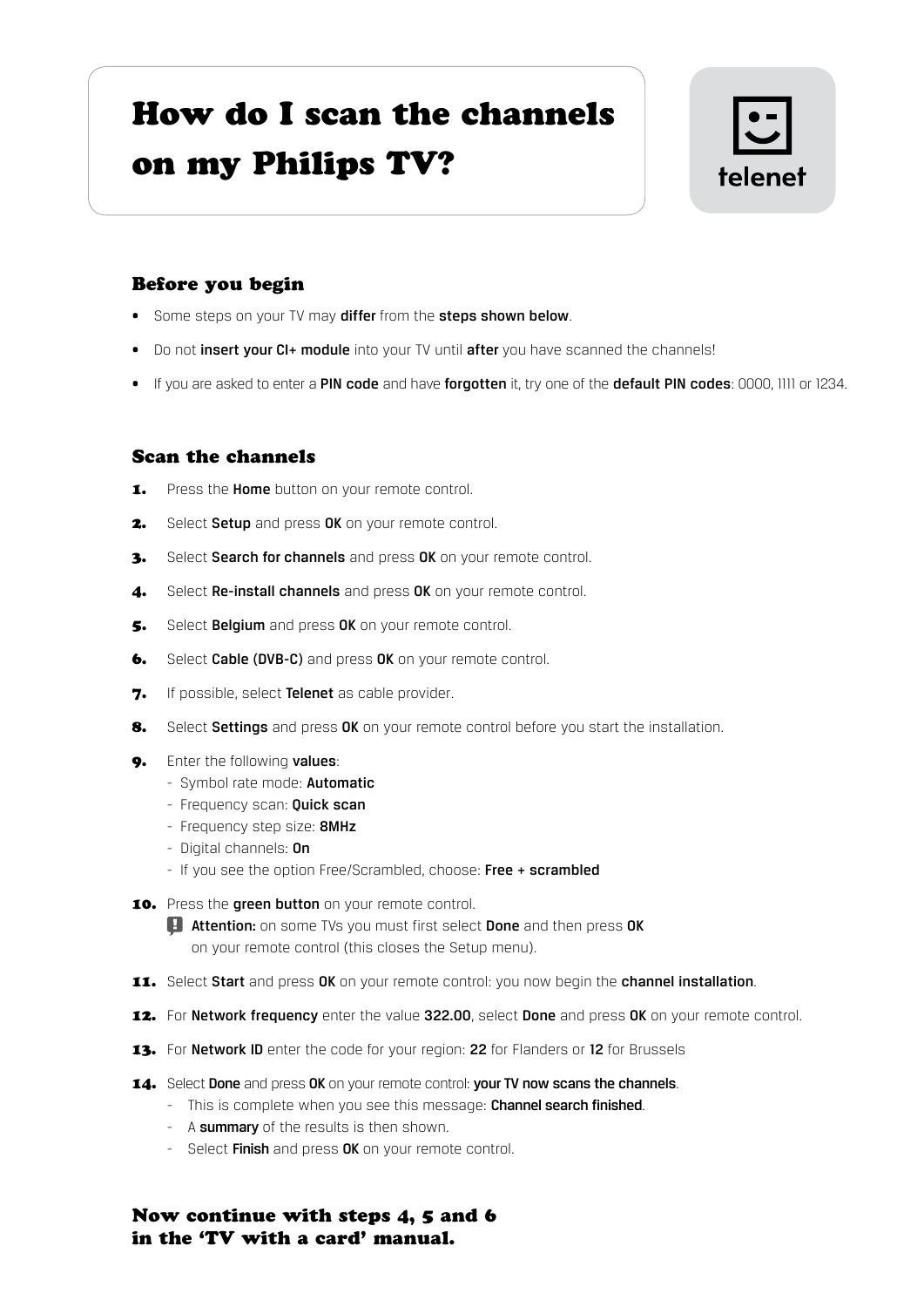# How do I scan the channels on my Philips TV?

telenet

## Before you begin

- Some steps on your TV may **differ** from the **steps shown below**.
- Do not **insert your CI+ module** into your TV until **after** you have scanned the channels!
- If you are asked to enter a **PIN code** and have **forgotten** it, try one of the **default PIN codes**: 0000, 1111 or 1234.

## Scan the channels

1. Press the **Home** button on your remote control.
2. Select **Setup** and press **OK** on your remote control.
3. Select **Search for channels** and press **OK** on your remote control.
4. Select **Re-install channels** and press **OK** on your remote control.
5. Select **Belgium** and press **OK** on your remote control.
6. Select **Cable (DVB-C)** and press **OK** on your remote control.
7. If possible, select **Telenet** as cable provider.
8. Select **Settings** and press **OK** on your remote control before you start the installation.
9. Enter the following **values**:
   - Symbol rate mode: **Automatic**
   - Frequency scan: **Quick scan**
   - Frequency step size: **8MHz**
   - Digital channels: **On**
   - If you see the option Free/Scrambled, choose: **Free + scrambled**
10. Press the **green button** on your remote control.
    **Attention:** on some TVs you must first select **Done** and then press **OK** on your remote control (this closes the Setup menu).
11. Select **Start** and press **OK** on your remote control: you now begin the **channel installation**.
12. For **Network frequency** enter the value **322.00**, select **Done** and press **OK** on your remote control.
13. For **Network ID** enter the code for your region: **22** for Flanders or **12** for Brussels
14. Select **Done** and press **OK** on your remote control: **your TV now scans the channels**.
    - This is complete when you see this message: **Channel search finished**.
    - A **summary** of the results is then shown.
    - Select **Finish** and press **OK** on your remote control.

## Now continue with steps 4, 5 and 6 in the 'TV with a card' manual.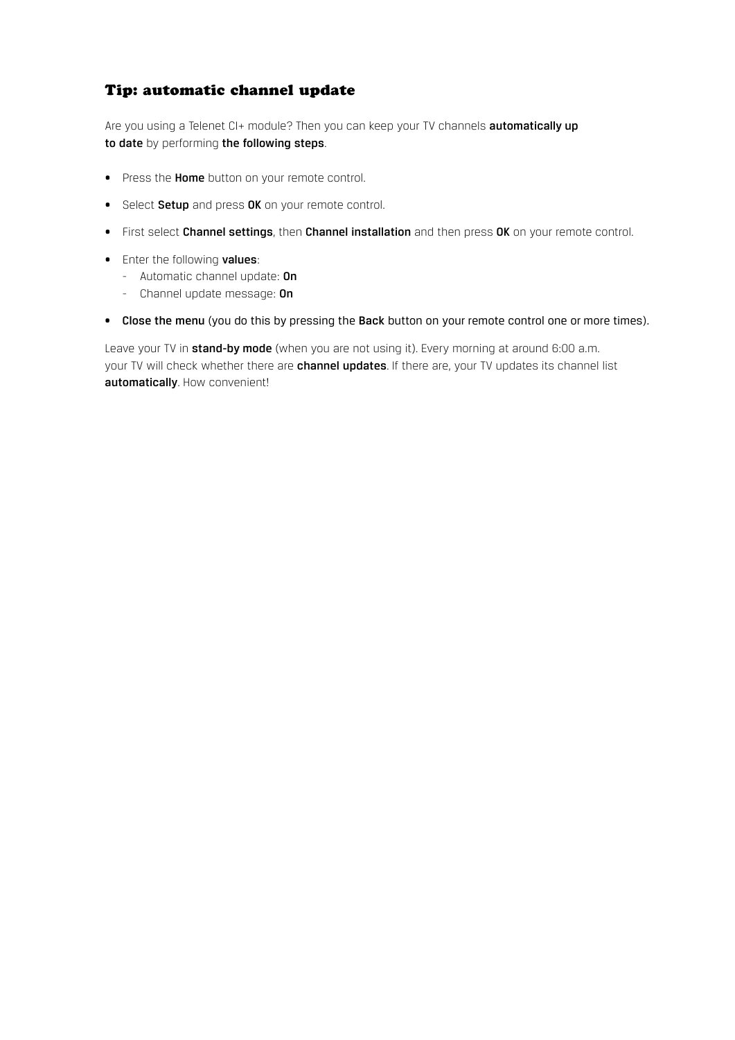## Tip: automatic channel update

Are you using a Telenet CI+ module? Then you can keep your TV channels **automatically up to date** by performing **the following steps**.

- Press the **Home** button on your remote control.
- Select **Setup** and press **OK** on your remote control.
- First select **Channel settings**, then **Channel installation** and then press **OK** on your remote control.
- Enter the following **values**:
  - Automatic channel update: **On**
  - Channel update message: **On**
- **Close the menu** (you do this by pressing the **Back** button on your remote control one or more times).

Leave your TV in **stand-by mode** (when you are not using it). Every morning at around 6:00 a.m. your TV will check whether there are **channel updates**. If there are, your TV updates its channel list **automatically**. How convenient!